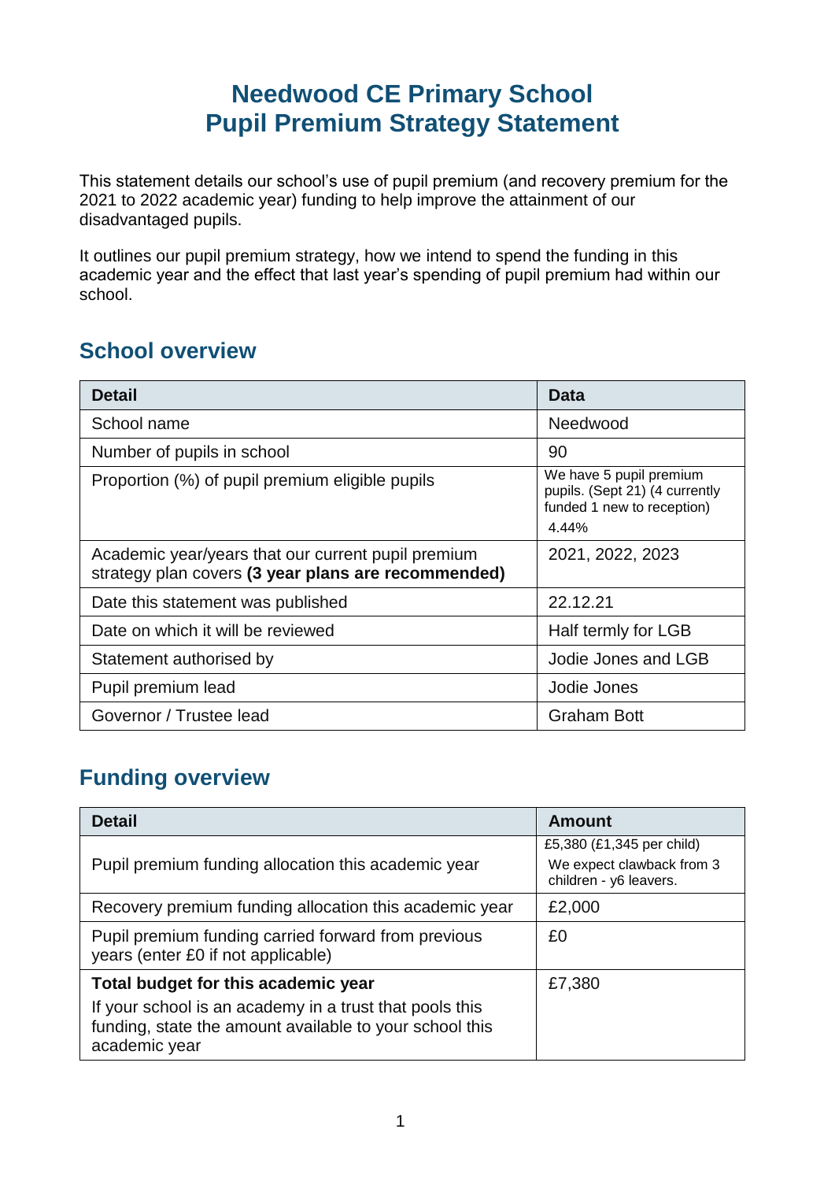# Needwood CE Primary School
# Pupil Premium Strategy Statement

This statement details our school's use of pupil premium (and recovery premium for the 2021 to 2022 academic year) funding to help improve the attainment of our disadvantaged pupils.

It outlines our pupil premium strategy, how we intend to spend the funding in this academic year and the effect that last year's spending of pupil premium had within our school.

## School overview

| Detail | Data |
|---|---|
| School name | Needwood |
| Number of pupils in school | 90 |
| Proportion (%) of pupil premium eligible pupils | We have 5 pupil premium pupils. (Sept 21) (4 currently funded 1 new to reception) 4.44% |
| Academic year/years that our current pupil premium strategy plan covers **(3 year plans are recommended)** | 2021, 2022, 2023 |
| Date this statement was published | 22.12.21 |
| Date on which it will be reviewed | Half termly for LGB |
| Statement authorised by | Jodie Jones and LGB |
| Pupil premium lead | Jodie Jones |
| Governor / Trustee lead | Graham Bott |

## Funding overview

| Detail | Amount |
|---|---|
| Pupil premium funding allocation this academic year | £5,380 (£1,345 per child) We expect clawback from 3 children - y6 leavers. |
| Recovery premium funding allocation this academic year | £2,000 |
| Pupil premium funding carried forward from previous years (enter £0 if not applicable) | £0 |
| **Total budget for this academic year** If your school is an academy in a trust that pools this funding, state the amount available to your school this academic year | £7,380 |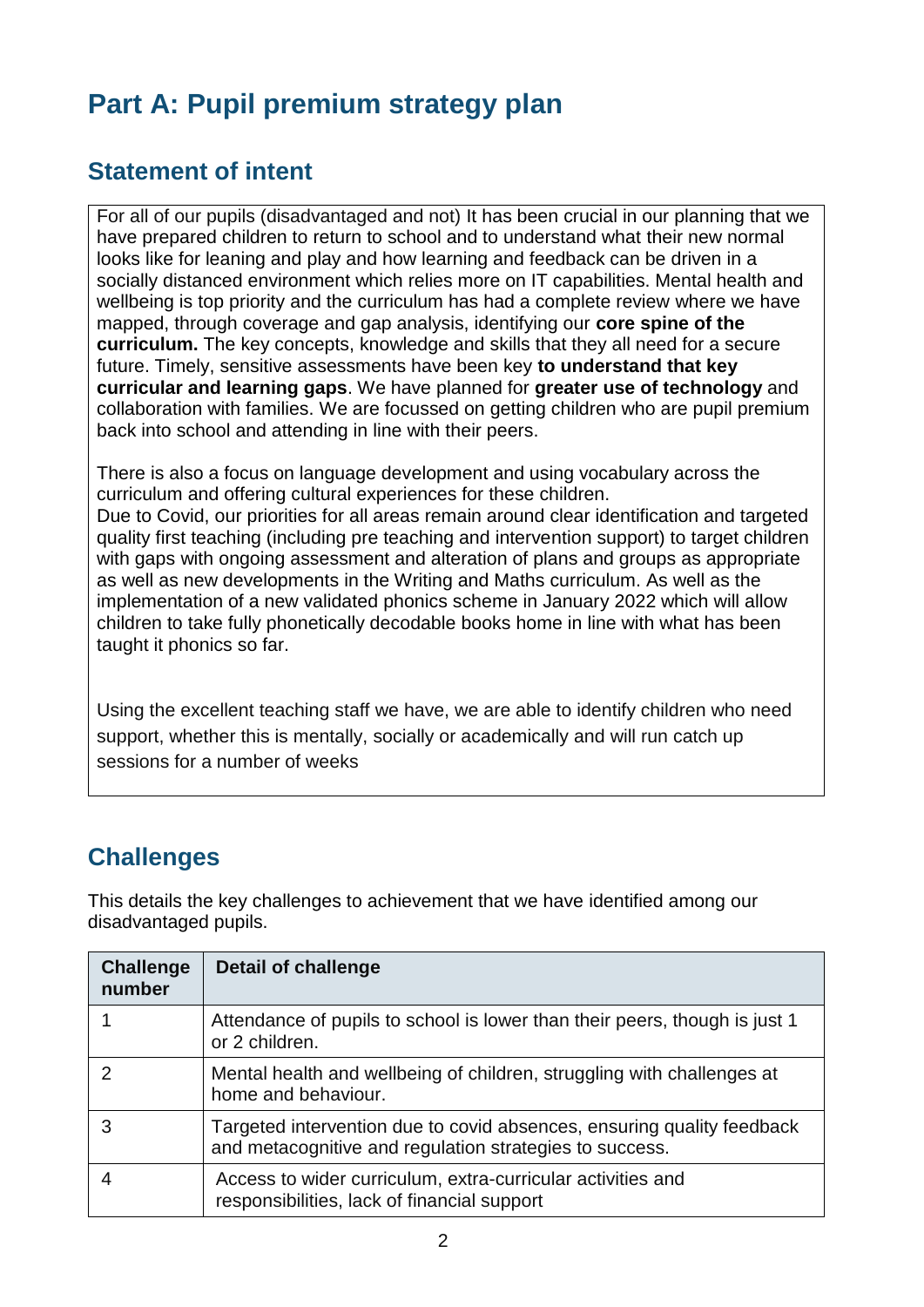# Part A: Pupil premium strategy plan

## Statement of intent

For all of our pupils (disadvantaged and not) It has been crucial in our planning that we have prepared children to return to school and to understand what their new normal looks like for leaning and play and how learning and feedback can be driven in a socially distanced environment which relies more on IT capabilities. Mental health and wellbeing is top priority and the curriculum has had a complete review where we have mapped, through coverage and gap analysis, identifying our **core spine of the curriculum.** The key concepts, knowledge and skills that they all need for a secure future. Timely, sensitive assessments have been key **to understand that key curricular and learning gaps**. We have planned for **greater use of technology** and collaboration with families. We are focussed on getting children who are pupil premium back into school and attending in line with their peers.

There is also a focus on language development and using vocabulary across the curriculum and offering cultural experiences for these children.
Due to Covid, our priorities for all areas remain around clear identification and targeted quality first teaching (including pre teaching and intervention support) to target children with gaps with ongoing assessment and alteration of plans and groups as appropriate as well as new developments in the Writing and Maths curriculum. As well as the implementation of a new validated phonics scheme in January 2022 which will allow children to take fully phonetically decodable books home in line with what has been taught it phonics so far.

Using the excellent teaching staff we have, we are able to identify children who need support, whether this is mentally, socially or academically and will run catch up sessions for a number of weeks

## Challenges

This details the key challenges to achievement that we have identified among our disadvantaged pupils.

| Challenge number | Detail of challenge |
|---|---|
| 1 | Attendance of pupils to school is lower than their peers, though is just 1 or 2 children. |
| 2 | Mental health and wellbeing of children, struggling with challenges at home and behaviour. |
| 3 | Targeted intervention due to covid absences, ensuring quality feedback and metacognitive and regulation strategies to success. |
| 4 | Access to wider curriculum, extra-curricular activities and responsibilities, lack of financial support |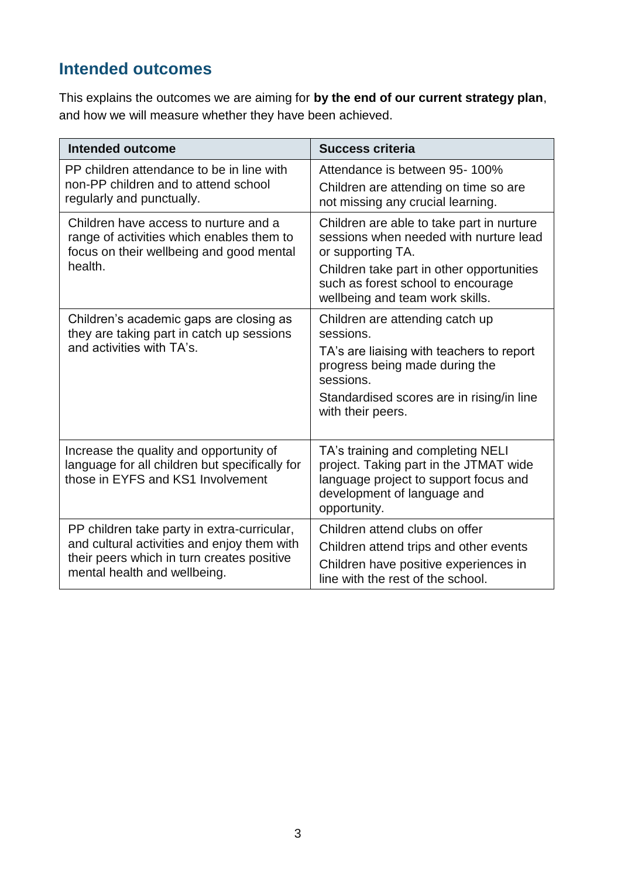## Intended outcomes

This explains the outcomes we are aiming for **by the end of our current strategy plan**, and how we will measure whether they have been achieved.

| Intended outcome | Success criteria |
| --- | --- |
| PP children attendance to be in line with non-PP children and to attend school regularly and punctually. | Attendance is between 95- 100%<br>Children are attending on time so are not missing any crucial learning. |
| Children have access to nurture and a range of activities which enables them to focus on their wellbeing and good mental health. | Children are able to take part in nurture sessions when needed with nurture lead or supporting TA.<br>Children take part in other opportunities such as forest school to encourage wellbeing and team work skills. |
| Children's academic gaps are closing as they are taking part in catch up sessions and activities with TA's. | Children are attending catch up sessions.<br>TA's are liaising with teachers to report progress being made during the sessions.<br>Standardised scores are in rising/in line with their peers. |
| Increase the quality and opportunity of language for all children but specifically for those in EYFS and KS1 Involvement | TA's training and completing NELI project. Taking part in the JTMAT wide language project to support focus and development of language and opportunity. |
| PP children take party in extra-curricular, and cultural activities and enjoy them with their peers which in turn creates positive mental health and wellbeing. | Children attend clubs on offer<br>Children attend trips and other events<br>Children have positive experiences in line with the rest of the school. |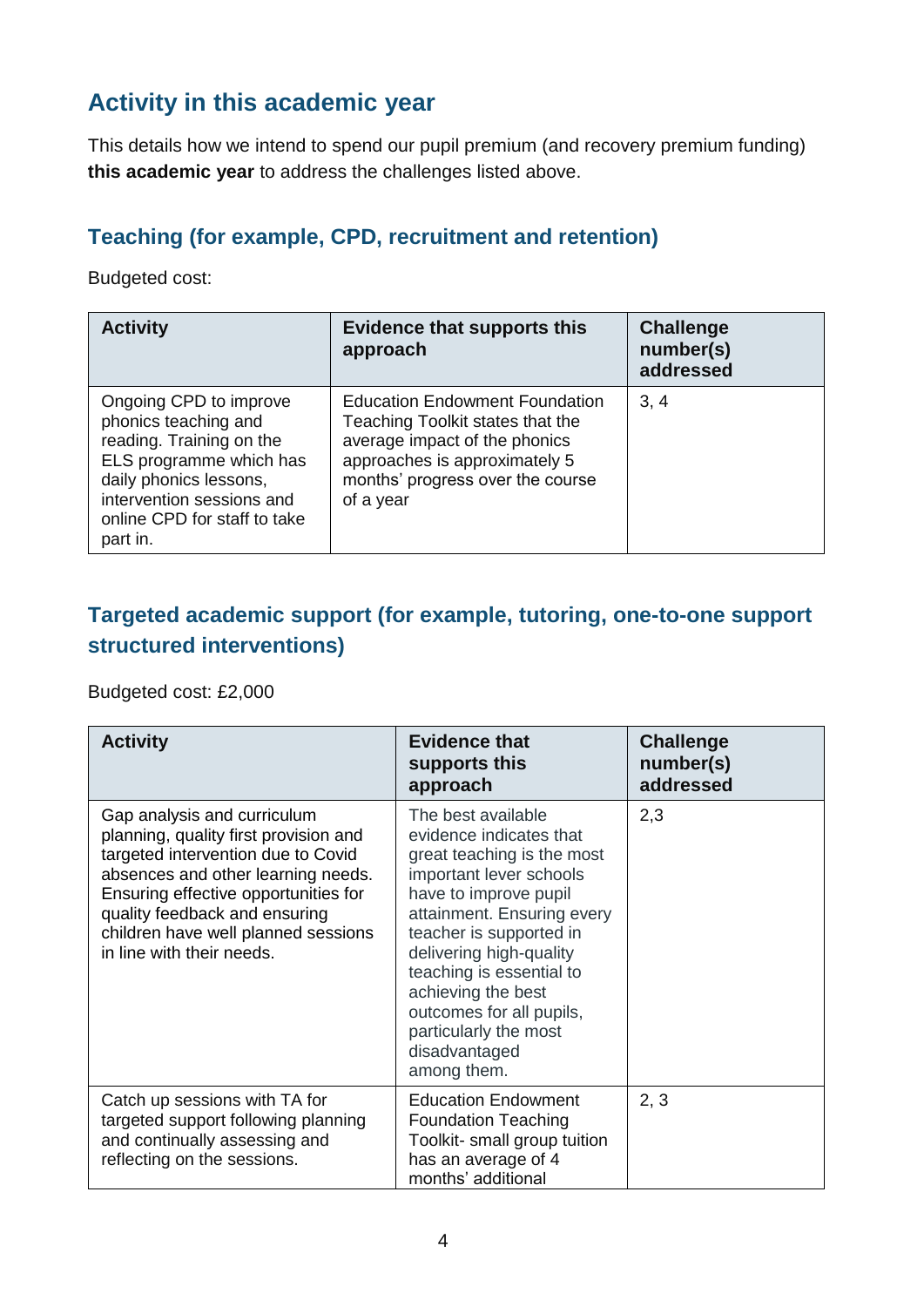## Activity in this academic year

This details how we intend to spend our pupil premium (and recovery premium funding) **this academic year** to address the challenges listed above.

### Teaching (for example, CPD, recruitment and retention)

Budgeted cost:

| Activity | Evidence that supports this approach | Challenge number(s) addressed |
|---|---|---|
| Ongoing CPD to improve phonics teaching and reading. Training on the ELS programme which has daily phonics lessons, intervention sessions and online CPD for staff to take part in. | Education Endowment Foundation Teaching Toolkit states that the average impact of the phonics approaches is approximately 5 months' progress over the course of a year | 3, 4 |

### Targeted academic support (for example, tutoring, one-to-one support structured interventions)

Budgeted cost: £2,000

| Activity | Evidence that supports this approach | Challenge number(s) addressed |
|---|---|---|
| Gap analysis and curriculum planning, quality first provision and targeted intervention due to Covid absences and other learning needs. Ensuring effective opportunities for quality feedback and ensuring children have well planned sessions in line with their needs. | The best available evidence indicates that great teaching is the most important lever schools have to improve pupil attainment. Ensuring every teacher is supported in delivering high-quality teaching is essential to achieving the best outcomes for all pupils, particularly the most disadvantaged among them. | 2,3 |
| Catch up sessions with TA for targeted support following planning and continually assessing and reflecting on the sessions. | Education Endowment Foundation Teaching Toolkit- small group tuition has an average of 4 months' additional | 2, 3 |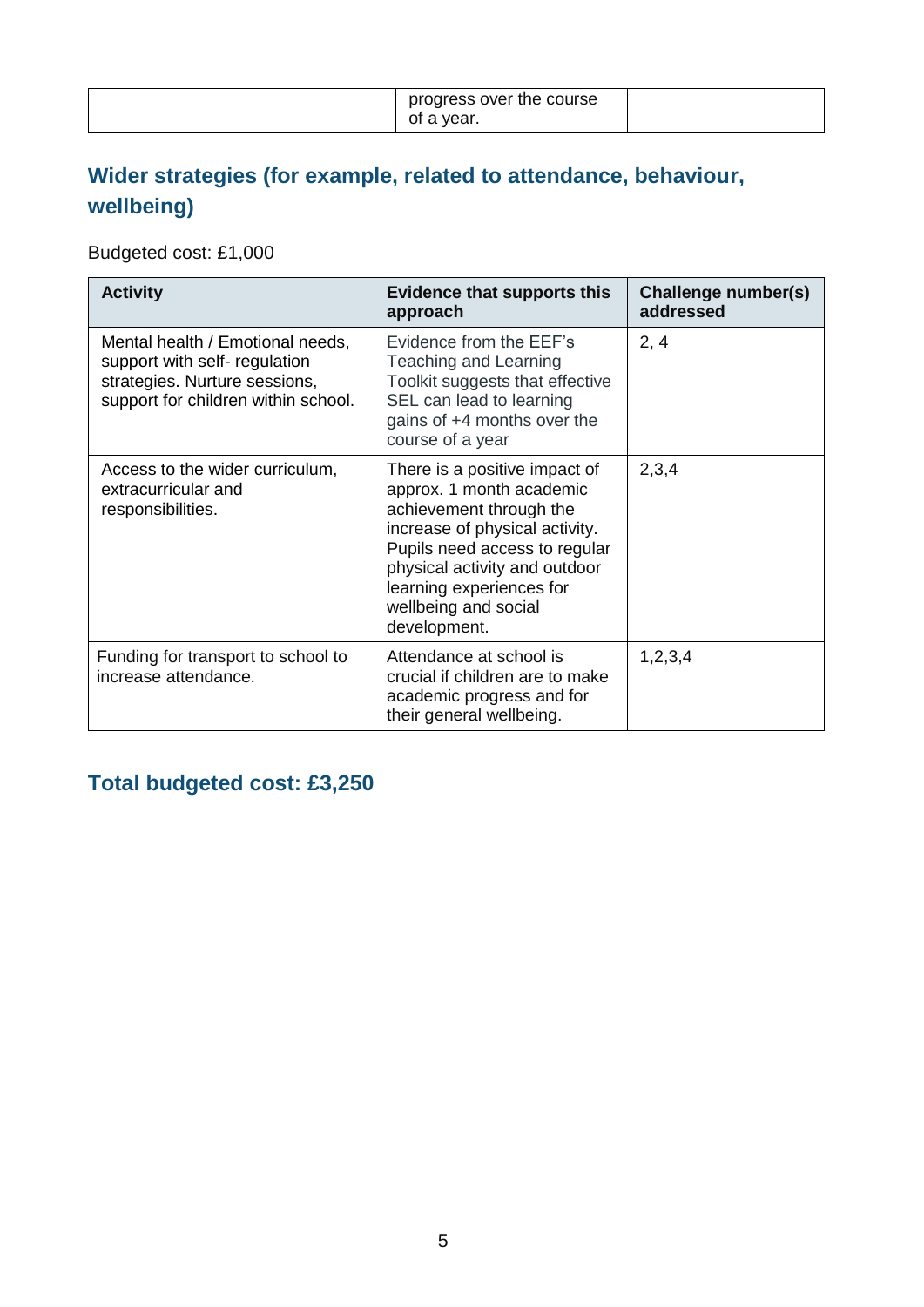|  | progress over the course of a year. |  |
|---|---|---|

## Wider strategies (for example, related to attendance, behaviour, wellbeing)

Budgeted cost: £1,000

| Activity | Evidence that supports this approach | Challenge number(s) addressed |
|---|---|---|
| Mental health / Emotional needs, support with self- regulation strategies. Nurture sessions, support for children within school. | Evidence from the EEF's Teaching and Learning Toolkit suggests that effective SEL can lead to learning gains of +4 months over the course of a year | 2, 4 |
| Access to the wider curriculum, extracurricular and responsibilities. | There is a positive impact of approx. 1 month academic achievement through the increase of physical activity. Pupils need access to regular physical activity and outdoor learning experiences for wellbeing and social development. | 2,3,4 |
| Funding for transport to school to increase attendance. | Attendance at school is crucial if children are to make academic progress and for their general wellbeing. | 1,2,3,4 |

## Total budgeted cost: £3,250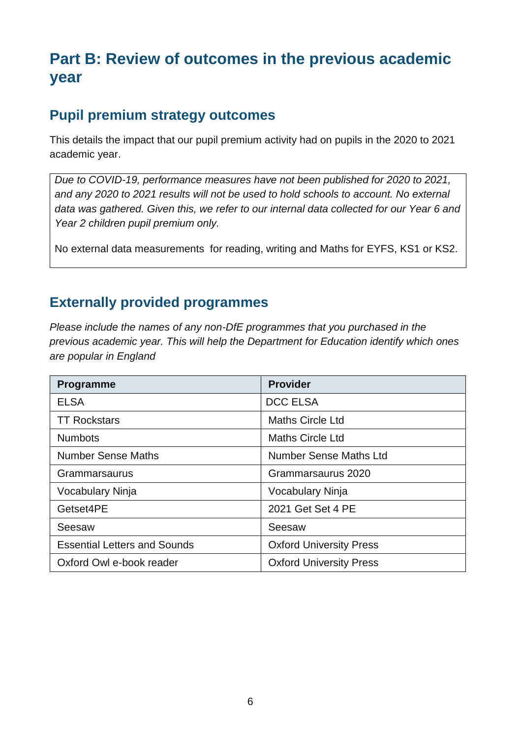# Part B: Review of outcomes in the previous academic year

## Pupil premium strategy outcomes

This details the impact that our pupil premium activity had on pupils in the 2020 to 2021 academic year.

*Due to COVID-19, performance measures have not been published for 2020 to 2021, and any 2020 to 2021 results will not be used to hold schools to account. No external data was gathered. Given this, we refer to our internal data collected for our Year 6 and Year 2 children pupil premium only.*

No external data measurements for reading, writing and Maths for EYFS, KS1 or KS2.

## Externally provided programmes

*Please include the names of any non-DfE programmes that you purchased in the previous academic year. This will help the Department for Education identify which ones are popular in England*

| Programme | Provider |
|---|---|
| ELSA | DCC ELSA |
| TT Rockstars | Maths Circle Ltd |
| Numbots | Maths Circle Ltd |
| Number Sense Maths | Number Sense Maths Ltd |
| Grammarsaurus | Grammarsaurus 2020 |
| Vocabulary Ninja | Vocabulary Ninja |
| Getset4PE | 2021 Get Set 4 PE |
| Seesaw | Seesaw |
| Essential Letters and Sounds | Oxford University Press |
| Oxford Owl e-book reader | Oxford University Press |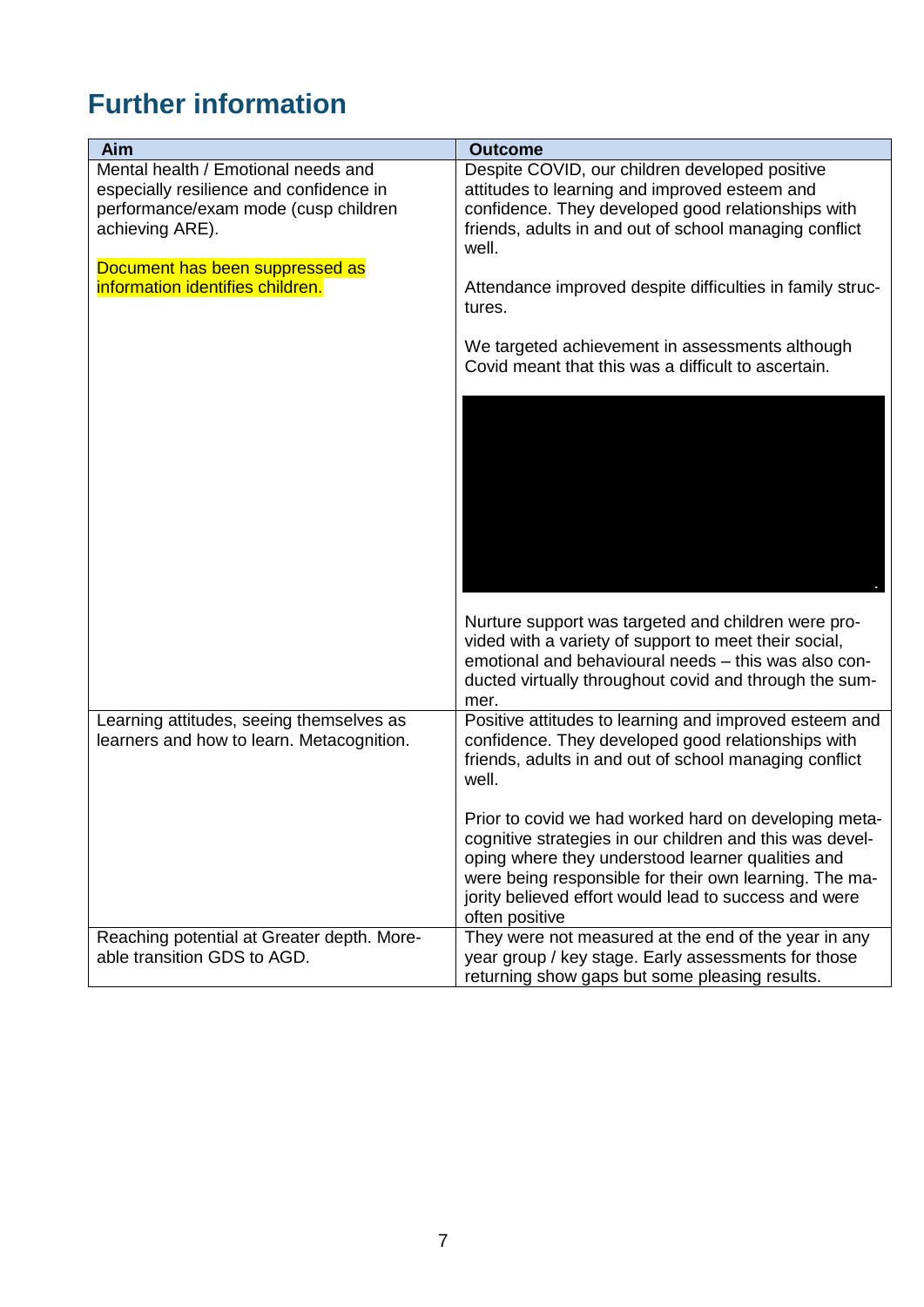## Further information

| Aim | Outcome |
|---|---|
| Mental health / Emotional needs and especially resilience and confidence in performance/exam mode (cusp children achieving ARE).<br><br>Document has been suppressed as information identifies children. | Despite COVID, our children developed positive attitudes to learning and improved esteem and confidence. They developed good relationships with friends, adults in and out of school managing conflict well.<br><br>Attendance improved despite difficulties in family structures.<br><br>We targeted achievement in assessments although Covid meant that this was a difficult to ascertain.<br><br>Nurture support was targeted and children were provided with a variety of support to meet their social, emotional and behavioural needs – this was also conducted virtually throughout covid and through the summer. |
| Learning attitudes, seeing themselves as learners and how to learn. Metacognition. | Positive attitudes to learning and improved esteem and confidence. They developed good relationships with friends, adults in and out of school managing conflict well.<br><br>Prior to covid we had worked hard on developing metacognitive strategies in our children and this was developing where they understood learner qualities and were being responsible for their own learning. The majority believed effort would lead to success and were often positive |
| Reaching potential at Greater depth. More-able transition GDS to AGD. | They were not measured at the end of the year in any year group / key stage. Early assessments for those returning show gaps but some pleasing results. |